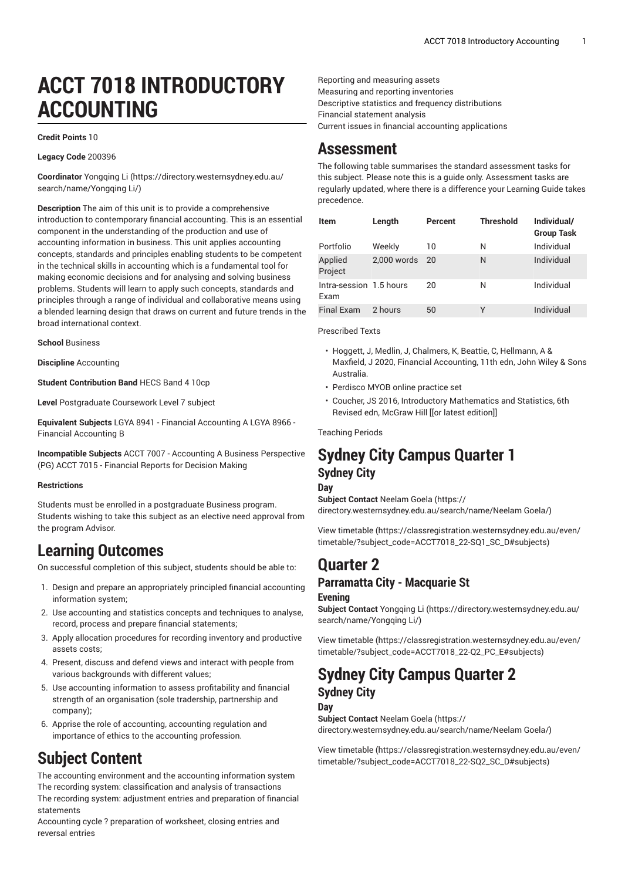# ACCT 7018 INTRODUCTORY ACCOUNTING

**Credit Points** 10

**Legacy Code** 200396

**Coordinator** Yongqing Li (https://directory.westernsydney.edu.au/search/name/Yongqing Li/)

**Description** The aim of this unit is to provide a comprehensive introduction to contemporary financial accounting. This is an essential component in the understanding of the production and use of accounting information in business. This unit applies accounting concepts, standards and principles enabling students to be competent in the technical skills in accounting which is a fundamental tool for making economic decisions and for analysing and solving business problems. Students will learn to apply such concepts, standards and principles through a range of individual and collaborative means using a blended learning design that draws on current and future trends in the broad international context.

**School** Business

**Discipline** Accounting

**Student Contribution Band** HECS Band 4 10cp

**Level** Postgraduate Coursework Level 7 subject

**Equivalent Subjects** LGYA 8941 - Financial Accounting A LGYA 8966 - Financial Accounting B

**Incompatible Subjects** ACCT 7007 - Accounting A Business Perspective (PG) ACCT 7015 - Financial Reports for Decision Making

**Restrictions**

Students must be enrolled in a postgraduate Business program. Students wishing to take this subject as an elective need approval from the program Advisor.

## Learning Outcomes

On successful completion of this subject, students should be able to:

1. Design and prepare an appropriately principled financial accounting information system;
2. Use accounting and statistics concepts and techniques to analyse, record, process and prepare financial statements;
3. Apply allocation procedures for recording inventory and productive assets costs;
4. Present, discuss and defend views and interact with people from various backgrounds with different values;
5. Use accounting information to assess profitability and financial strength of an organisation (sole tradership, partnership and company);
6. Apprise the role of accounting, accounting regulation and importance of ethics to the accounting profession.

## Subject Content

The accounting environment and the accounting information system
The recording system: classification and analysis of transactions
The recording system: adjustment entries and preparation of financial statements
Accounting cycle ? preparation of worksheet, closing entries and reversal entries
Reporting and measuring assets
Measuring and reporting inventories
Descriptive statistics and frequency distributions
Financial statement analysis
Current issues in financial accounting applications

## Assessment

The following table summarises the standard assessment tasks for this subject. Please note this is a guide only. Assessment tasks are regularly updated, where there is a difference your Learning Guide takes precedence.

| Item | Length | Percent | Threshold | Individual/ Group Task |
|---|---|---|---|---|
| Portfolio | Weekly | 10 | N | Individual |
| Applied Project | 2,000 words | 20 | N | Individual |
| Intra-session Exam | 1.5 hours | 20 | N | Individual |
| Final Exam | 2 hours | 50 | Y | Individual |

Prescribed Texts

- Hoggett, J, Medlin, J, Chalmers, K, Beattie, C, Hellmann, A & Maxfield, J 2020, Financial Accounting, 11th edn, John Wiley & Sons Australia.
- Perdisco MYOB online practice set
- Coucher, JS 2016, Introductory Mathematics and Statistics, 6th Revised edn, McGraw Hill [[or latest edition]]

Teaching Periods

## Sydney City Campus Quarter 1

### Sydney City

#### Day

**Subject Contact** Neelam Goela (https://directory.westernsydney.edu.au/search/name/Neelam Goela/)

View timetable (https://classregistration.westernsydney.edu.au/even/timetable/?subject_code=ACCT7018_22-SQ1_SC_D#subjects)

## Quarter 2

### Parramatta City - Macquarie St

#### Evening

**Subject Contact** Yongqing Li (https://directory.westernsydney.edu.au/search/name/Yongqing Li/)

View timetable (https://classregistration.westernsydney.edu.au/even/timetable/?subject_code=ACCT7018_22-Q2_PC_E#subjects)

## Sydney City Campus Quarter 2

### Sydney City

#### Day

**Subject Contact** Neelam Goela (https://directory.westernsydney.edu.au/search/name/Neelam Goela/)

View timetable (https://classregistration.westernsydney.edu.au/even/timetable/?subject_code=ACCT7018_22-SQ2_SC_D#subjects)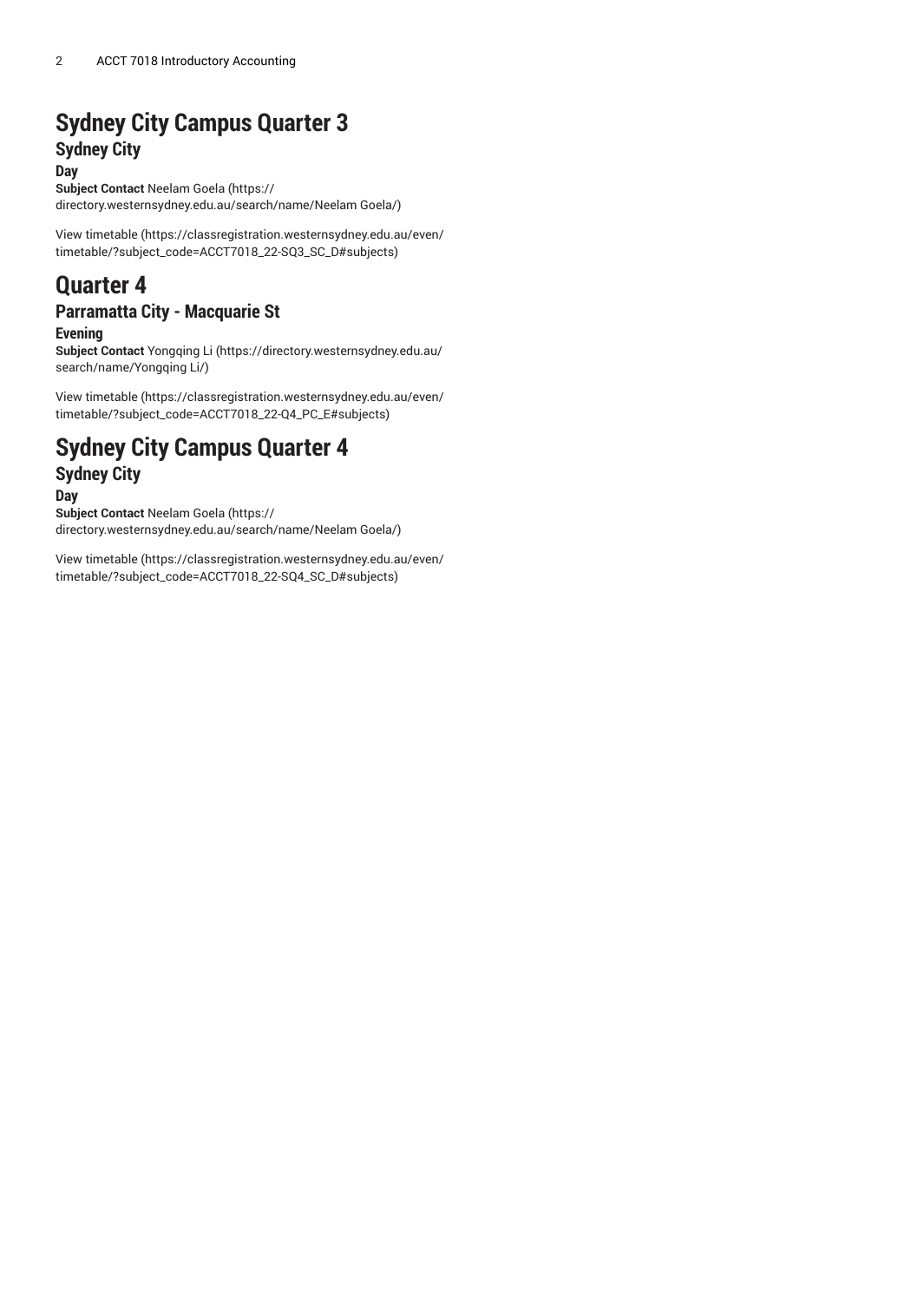# Sydney City Campus Quarter 3

## Sydney City

### Day

**Subject Contact** Neelam Goela (https://directory.westernsydney.edu.au/search/name/Neelam Goela/)

View timetable (https://classregistration.westernsydney.edu.au/even/timetable/?subject_code=ACCT7018_22-SQ3_SC_D#subjects)

# Quarter 4

## Parramatta City - Macquarie St

### Evening

**Subject Contact** Yongqing Li (https://directory.westernsydney.edu.au/search/name/Yongqing Li/)

View timetable (https://classregistration.westernsydney.edu.au/even/timetable/?subject_code=ACCT7018_22-Q4_PC_E#subjects)

# Sydney City Campus Quarter 4

## Sydney City

### Day

**Subject Contact** Neelam Goela (https://directory.westernsydney.edu.au/search/name/Neelam Goela/)

View timetable (https://classregistration.westernsydney.edu.au/even/timetable/?subject_code=ACCT7018_22-SQ4_SC_D#subjects)